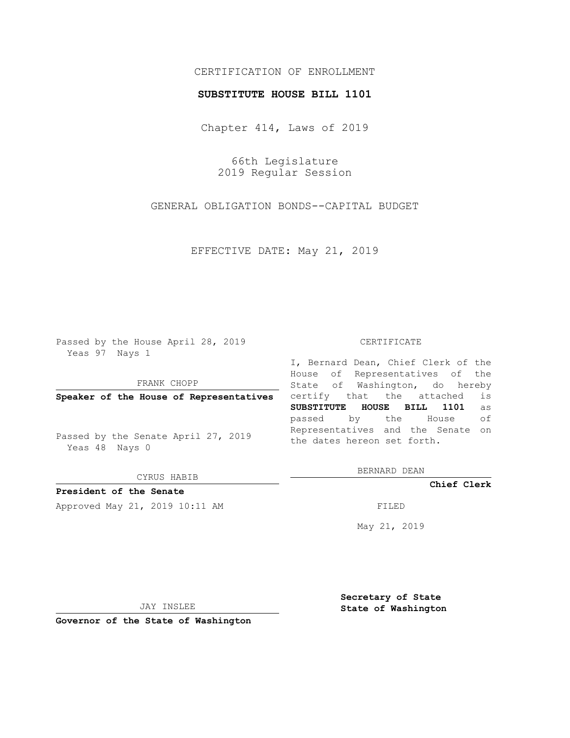CERTIFICATION OF ENROLLMENT

**SUBSTITUTE HOUSE BILL 1101**

Chapter 414, Laws of 2019

66th Legislature
2019 Regular Session

GENERAL OBLIGATION BONDS--CAPITAL BUDGET

EFFECTIVE DATE: May 21, 2019

Passed by the House April 28, 2019
Yeas 97 Nays 1

FRANK CHOPP

**Speaker of the House of Representatives**

Passed by the Senate April 27, 2019
Yeas 48 Nays 0

CYRUS HABIB

**President of the Senate**

Approved May 21, 2019 10:11 AM

JAY INSLEE

**Governor of the State of Washington**

CERTIFICATE

I, Bernard Dean, Chief Clerk of the House of Representatives of the State of Washington, do hereby certify that the attached is **SUBSTITUTE HOUSE BILL 1101** as passed by the House of Representatives and the Senate on the dates hereon set forth.

BERNARD DEAN

**Chief Clerk**

FILED

May 21, 2019

**Secretary of State**
**State of Washington**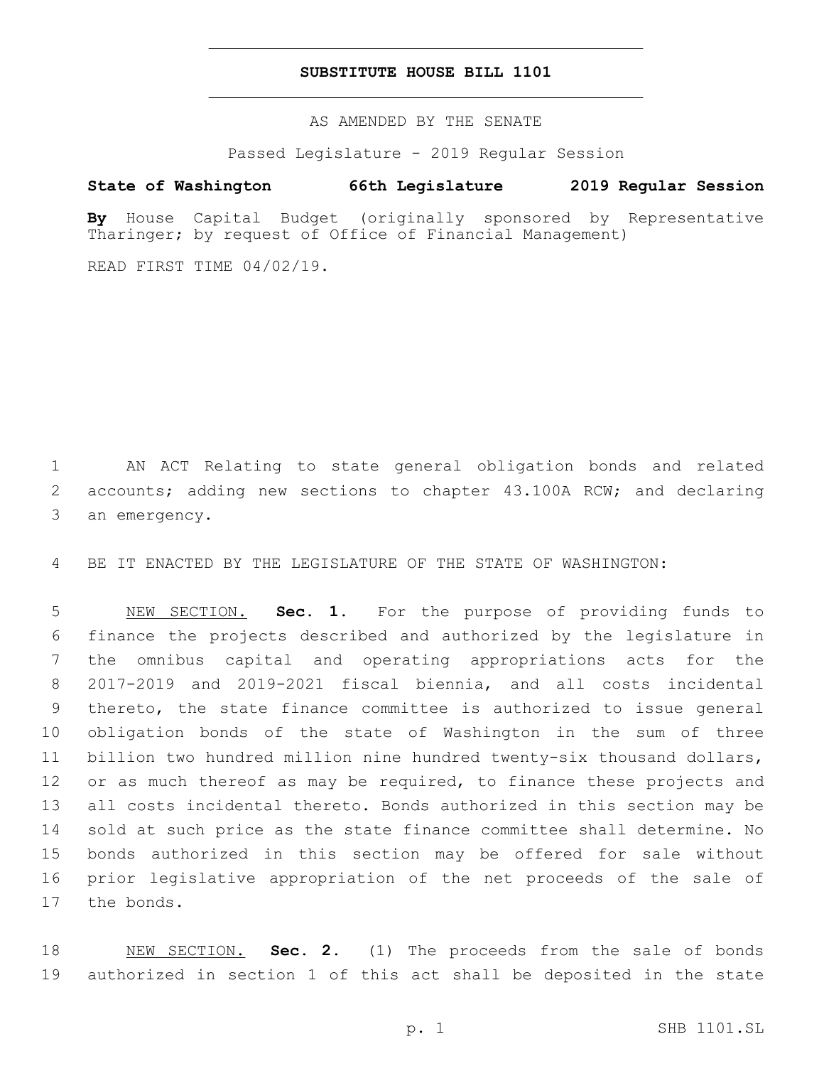# SUBSTITUTE HOUSE BILL 1101

AS AMENDED BY THE SENATE

Passed Legislature - 2019 Regular Session

**State of Washington 66th Legislature 2019 Regular Session**

**By** House Capital Budget (originally sponsored by Representative Tharinger; by request of Office of Financial Management)

READ FIRST TIME 04/02/19.

AN ACT Relating to state general obligation bonds and related accounts; adding new sections to chapter 43.100A RCW; and declaring an emergency.

BE IT ENACTED BY THE LEGISLATURE OF THE STATE OF WASHINGTON:

NEW SECTION. **Sec. 1.** For the purpose of providing funds to finance the projects described and authorized by the legislature in the omnibus capital and operating appropriations acts for the 2017-2019 and 2019-2021 fiscal biennia, and all costs incidental thereto, the state finance committee is authorized to issue general obligation bonds of the state of Washington in the sum of three billion two hundred million nine hundred twenty-six thousand dollars, or as much thereof as may be required, to finance these projects and all costs incidental thereto. Bonds authorized in this section may be sold at such price as the state finance committee shall determine. No bonds authorized in this section may be offered for sale without prior legislative appropriation of the net proceeds of the sale of the bonds.

NEW SECTION. **Sec. 2.** (1) The proceeds from the sale of bonds authorized in section 1 of this act shall be deposited in the state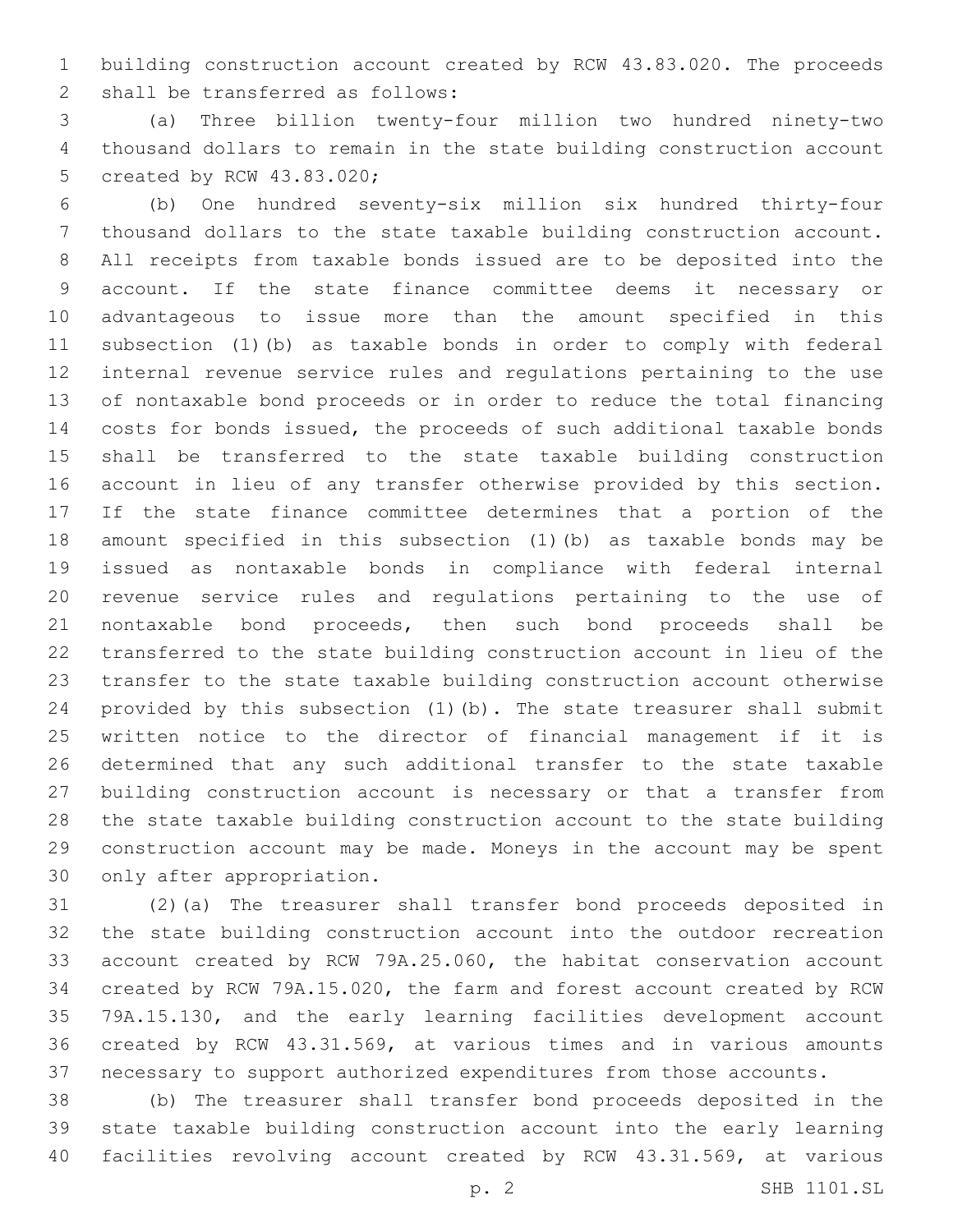building construction account created by RCW 43.83.020. The proceeds shall be transferred as follows:

(a) Three billion twenty-four million two hundred ninety-two thousand dollars to remain in the state building construction account created by RCW 43.83.020;

(b) One hundred seventy-six million six hundred thirty-four thousand dollars to the state taxable building construction account. All receipts from taxable bonds issued are to be deposited into the account. If the state finance committee deems it necessary or advantageous to issue more than the amount specified in this subsection (1)(b) as taxable bonds in order to comply with federal internal revenue service rules and regulations pertaining to the use of nontaxable bond proceeds or in order to reduce the total financing costs for bonds issued, the proceeds of such additional taxable bonds shall be transferred to the state taxable building construction account in lieu of any transfer otherwise provided by this section. If the state finance committee determines that a portion of the amount specified in this subsection (1)(b) as taxable bonds may be issued as nontaxable bonds in compliance with federal internal revenue service rules and regulations pertaining to the use of nontaxable bond proceeds, then such bond proceeds shall be transferred to the state building construction account in lieu of the transfer to the state taxable building construction account otherwise provided by this subsection (1)(b). The state treasurer shall submit written notice to the director of financial management if it is determined that any such additional transfer to the state taxable building construction account is necessary or that a transfer from the state taxable building construction account to the state building construction account may be made. Moneys in the account may be spent only after appropriation.

(2)(a) The treasurer shall transfer bond proceeds deposited in the state building construction account into the outdoor recreation account created by RCW 79A.25.060, the habitat conservation account created by RCW 79A.15.020, the farm and forest account created by RCW 79A.15.130, and the early learning facilities development account created by RCW 43.31.569, at various times and in various amounts necessary to support authorized expenditures from those accounts.

(b) The treasurer shall transfer bond proceeds deposited in the state taxable building construction account into the early learning facilities revolving account created by RCW 43.31.569, at various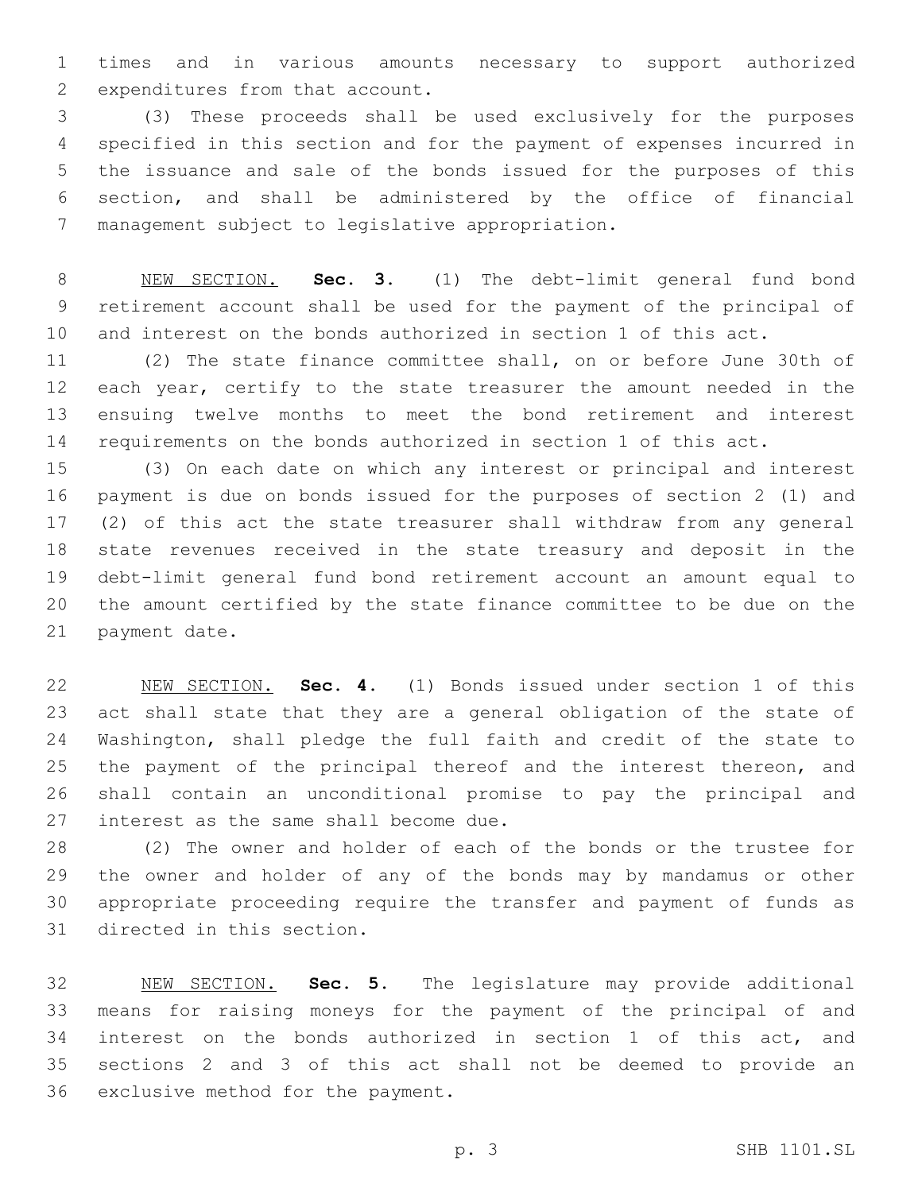times and in various amounts necessary to support authorized expenditures from that account.

(3) These proceeds shall be used exclusively for the purposes specified in this section and for the payment of expenses incurred in the issuance and sale of the bonds issued for the purposes of this section, and shall be administered by the office of financial management subject to legislative appropriation.

NEW SECTION. **Sec. 3.** (1) The debt-limit general fund bond retirement account shall be used for the payment of the principal of and interest on the bonds authorized in section 1 of this act.

(2) The state finance committee shall, on or before June 30th of each year, certify to the state treasurer the amount needed in the ensuing twelve months to meet the bond retirement and interest requirements on the bonds authorized in section 1 of this act.

(3) On each date on which any interest or principal and interest payment is due on bonds issued for the purposes of section 2 (1) and (2) of this act the state treasurer shall withdraw from any general state revenues received in the state treasury and deposit in the debt-limit general fund bond retirement account an amount equal to the amount certified by the state finance committee to be due on the payment date.

NEW SECTION. **Sec. 4.** (1) Bonds issued under section 1 of this act shall state that they are a general obligation of the state of Washington, shall pledge the full faith and credit of the state to the payment of the principal thereof and the interest thereon, and shall contain an unconditional promise to pay the principal and interest as the same shall become due.

(2) The owner and holder of each of the bonds or the trustee for the owner and holder of any of the bonds may by mandamus or other appropriate proceeding require the transfer and payment of funds as directed in this section.

NEW SECTION. **Sec. 5.** The legislature may provide additional means for raising moneys for the payment of the principal of and interest on the bonds authorized in section 1 of this act, and sections 2 and 3 of this act shall not be deemed to provide an exclusive method for the payment.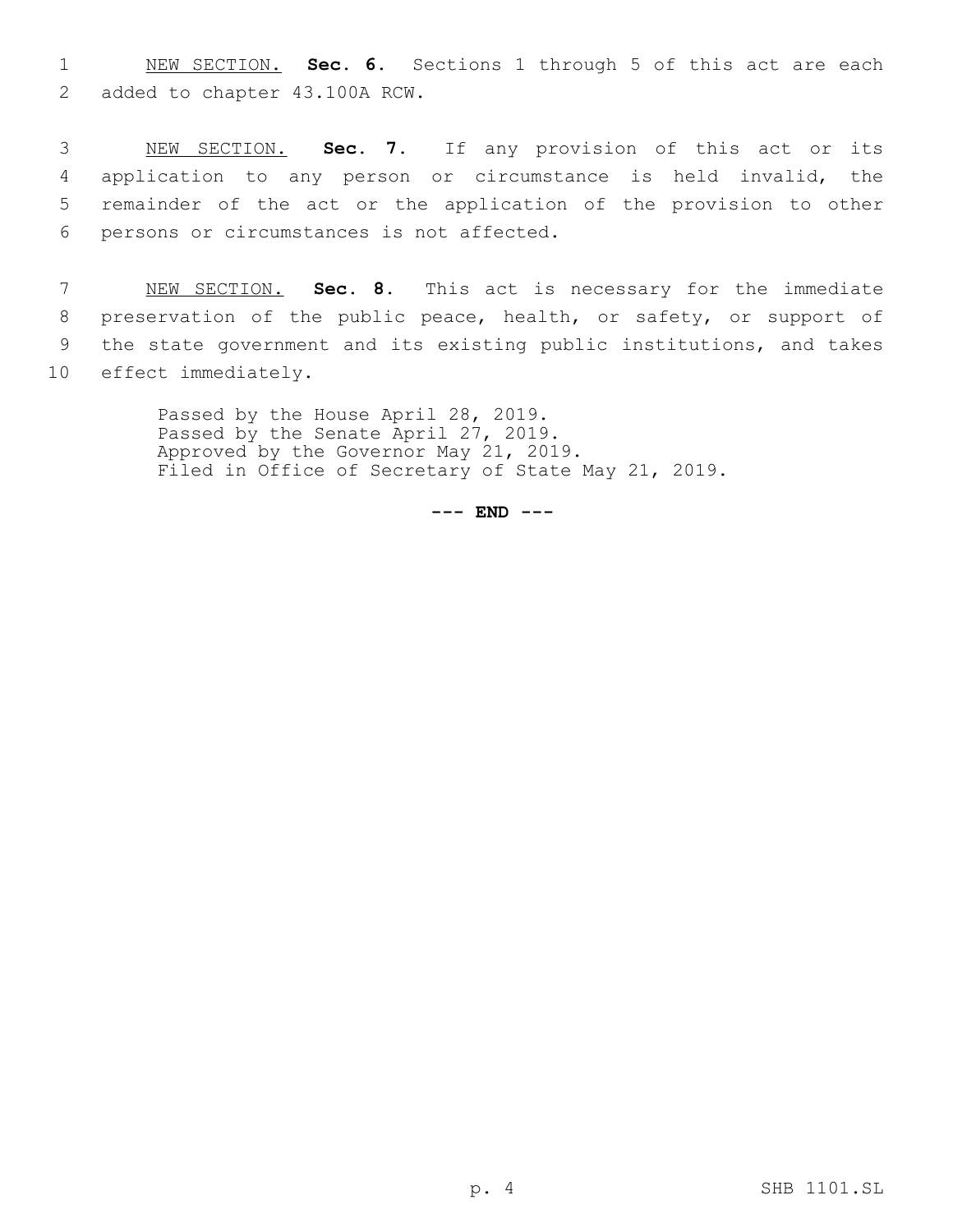NEW SECTION. **Sec. 6.** Sections 1 through 5 of this act are each added to chapter 43.100A RCW.

NEW SECTION. **Sec. 7.** If any provision of this act or its application to any person or circumstance is held invalid, the remainder of the act or the application of the provision to other persons or circumstances is not affected.

NEW SECTION. **Sec. 8.** This act is necessary for the immediate preservation of the public peace, health, or safety, or support of the state government and its existing public institutions, and takes effect immediately.

Passed by the House April 28, 2019.
Passed by the Senate April 27, 2019.
Approved by the Governor May 21, 2019.
Filed in Office of Secretary of State May 21, 2019.

**--- END ---**